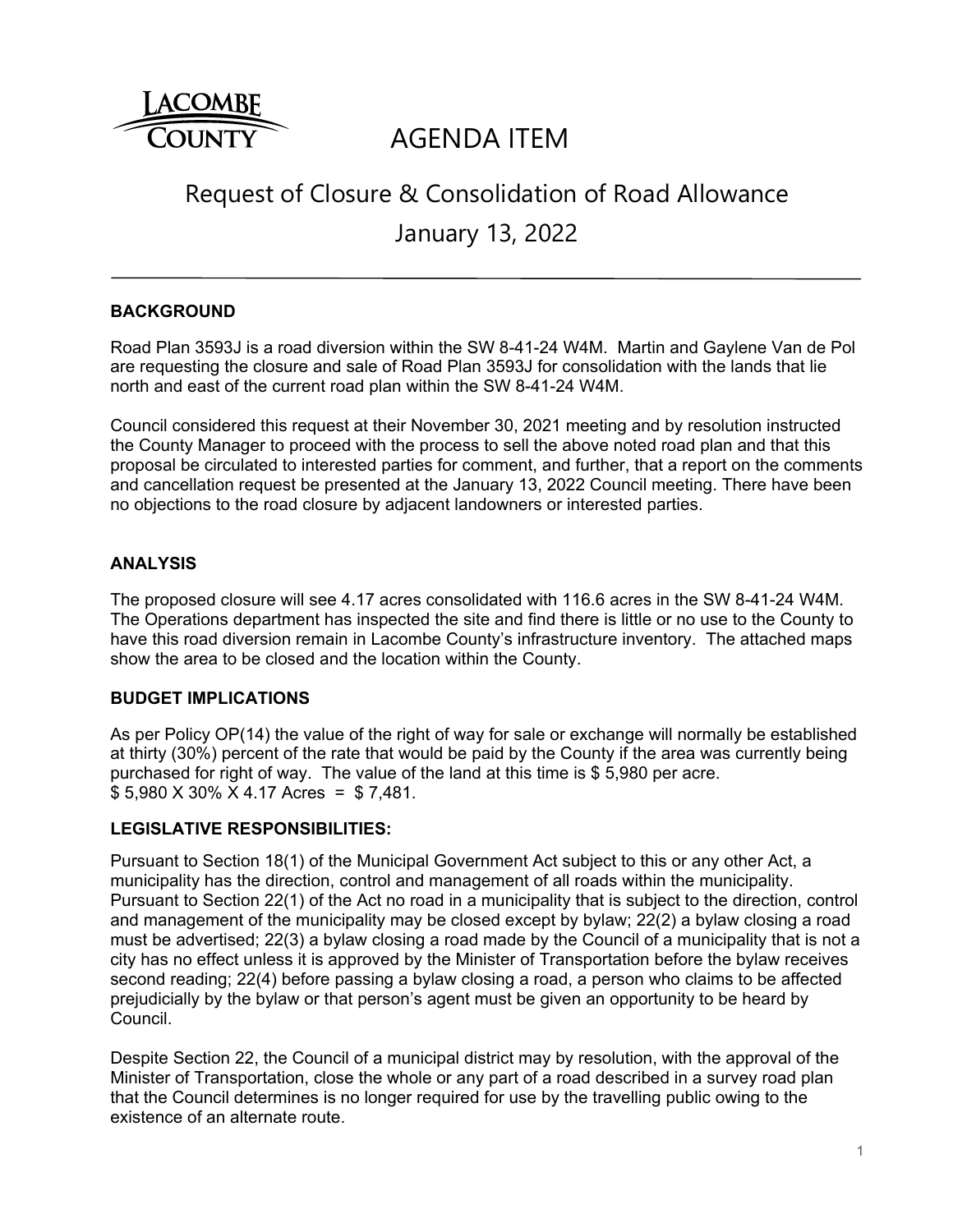LACOMBE COUNTY

# AGENDA ITEM

## Request of Closure & Consolidation of Road Allowance

## January 13, 2022

---

### BACKGROUND

Road Plan 3593J is a road diversion within the SW 8-41-24 W4M. Martin and Gaylene Van de Pol are requesting the closure and sale of Road Plan 3593J for consolidation with the lands that lie north and east of the current road plan within the SW 8-41-24 W4M.

Council considered this request at their November 30, 2021 meeting and by resolution instructed the County Manager to proceed with the process to sell the above noted road plan and that this proposal be circulated to interested parties for comment, and further, that a report on the comments and cancellation request be presented at the January 13, 2022 Council meeting. There have been no objections to the road closure by adjacent landowners or interested parties.

### ANALYSIS

The proposed closure will see 4.17 acres consolidated with 116.6 acres in the SW 8-41-24 W4M. The Operations department has inspected the site and find there is little or no use to the County to have this road diversion remain in Lacombe County's infrastructure inventory. The attached maps show the area to be closed and the location within the County.

### BUDGET IMPLICATIONS

As per Policy OP(14) the value of the right of way for sale or exchange will normally be established at thirty (30%) percent of the rate that would be paid by the County if the area was currently being purchased for right of way. The value of the land at this time is $ 5,980 per acre.
$ 5,980 X 30% X 4.17 Acres = $ 7,481.

### LEGISLATIVE RESPONSIBILITIES:

Pursuant to Section 18(1) of the Municipal Government Act subject to this or any other Act, a municipality has the direction, control and management of all roads within the municipality. Pursuant to Section 22(1) of the Act no road in a municipality that is subject to the direction, control and management of the municipality may be closed except by bylaw; 22(2) a bylaw closing a road must be advertised; 22(3) a bylaw closing a road made by the Council of a municipality that is not a city has no effect unless it is approved by the Minister of Transportation before the bylaw receives second reading; 22(4) before passing a bylaw closing a road, a person who claims to be affected prejudicially by the bylaw or that person's agent must be given an opportunity to be heard by Council.

Despite Section 22, the Council of a municipal district may by resolution, with the approval of the Minister of Transportation, close the whole or any part of a road described in a survey road plan that the Council determines is no longer required for use by the travelling public owing to the existence of an alternate route.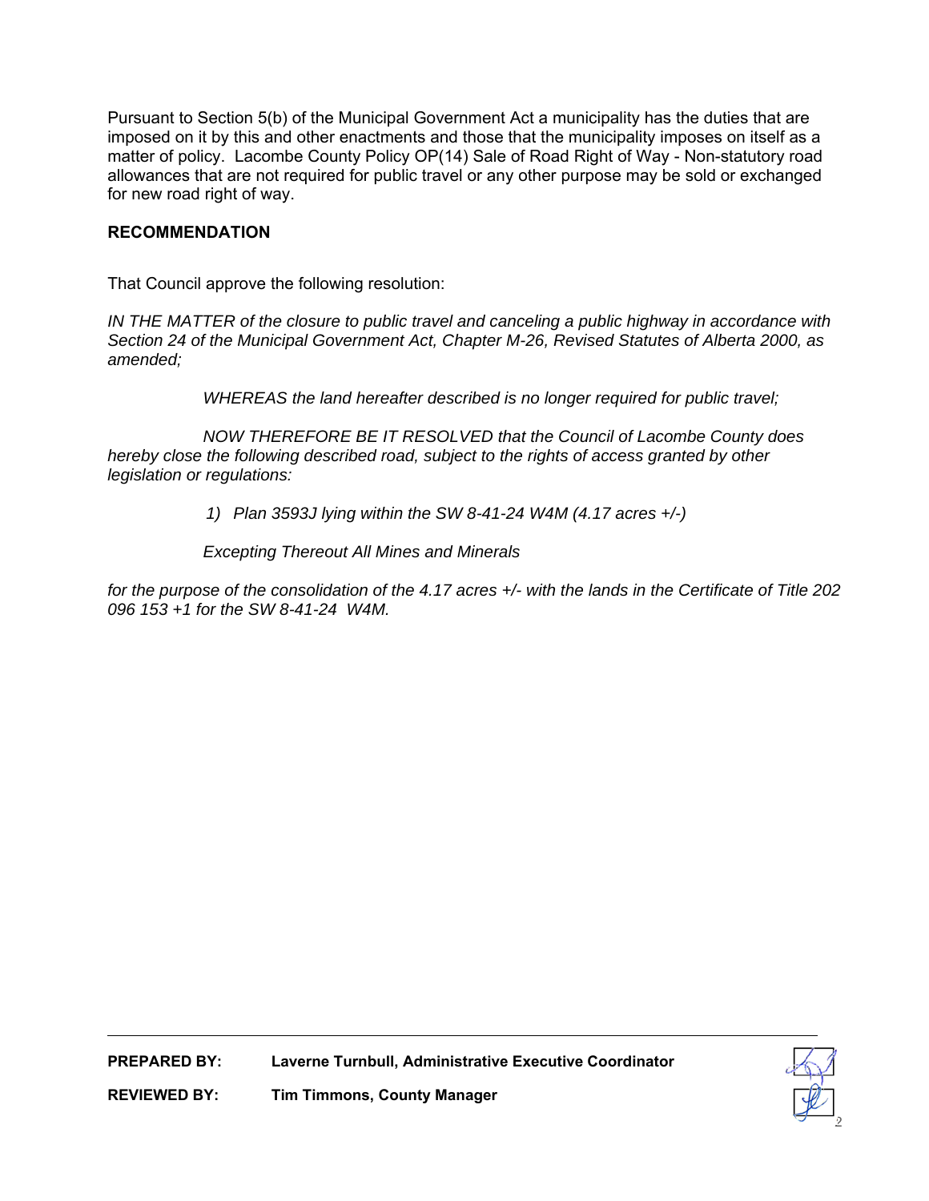Pursuant to Section 5(b) of the Municipal Government Act a municipality has the duties that are imposed on it by this and other enactments and those that the municipality imposes on itself as a matter of policy. Lacombe County Policy OP(14) Sale of Road Right of Way - Non-statutory road allowances that are not required for public travel or any other purpose may be sold or exchanged for new road right of way.

**RECOMMENDATION**

That Council approve the following resolution:

*IN THE MATTER of the closure to public travel and canceling a public highway in accordance with Section 24 of the Municipal Government Act, Chapter M-26, Revised Statutes of Alberta 2000, as amended;*

*WHEREAS the land hereafter described is no longer required for public travel;*

*NOW THEREFORE BE IT RESOLVED that the Council of Lacombe County does hereby close the following described road, subject to the rights of access granted by other legislation or regulations:*

*1) Plan 3593J lying within the SW 8-41-24 W4M (4.17 acres +/-)*

*Excepting Thereout All Mines and Minerals*

*for the purpose of the consolidation of the 4.17 acres +/- with the lands in the Certificate of Title 202 096 153 +1 for the SW 8-41-24 W4M.*

---

**PREPARED BY:** **Laverne Turnbull, Administrative Executive Coordinator**

**REVIEWED BY:** **Tim Timmons, County Manager**